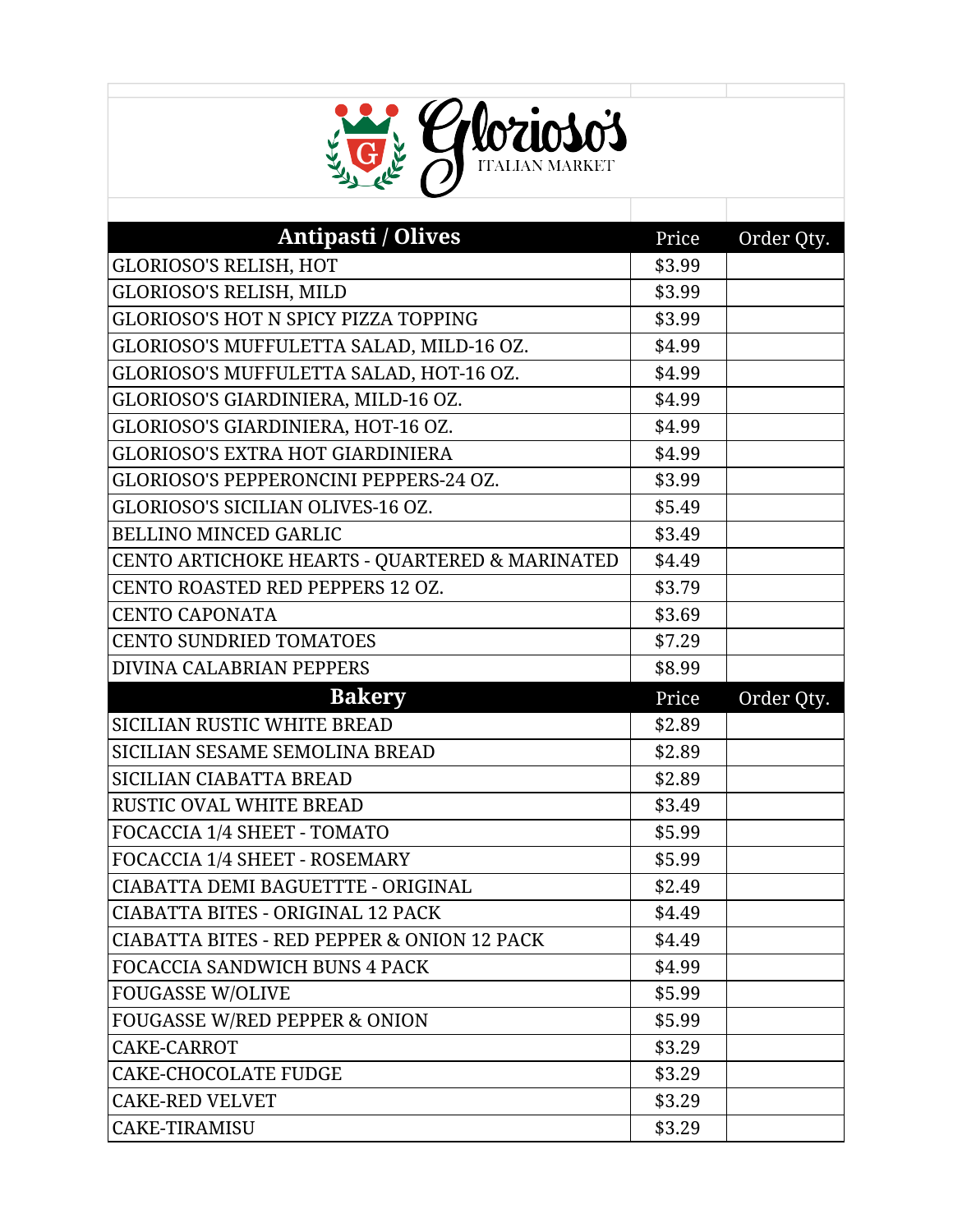# Glorioso's ITALIAN MARKET

| Antipasti / Olives | Price | Order Qty. |
| --- | --- | --- |
| GLORIOSO'S RELISH, HOT | $3.99 | |
| GLORIOSO'S RELISH, MILD | $3.99 | |
| GLORIOSO'S HOT N SPICY PIZZA TOPPING | $3.99 | |
| GLORIOSO'S MUFFULETTA SALAD, MILD-16 OZ. | $4.99 | |
| GLORIOSO'S MUFFULETTA SALAD, HOT-16 OZ. | $4.99 | |
| GLORIOSO'S GIARDINIERA, MILD-16 OZ. | $4.99 | |
| GLORIOSO'S GIARDINIERA, HOT-16 OZ. | $4.99 | |
| GLORIOSO'S EXTRA HOT GIARDINIERA | $4.99 | |
| GLORIOSO'S PEPPERONCINI PEPPERS-24 OZ. | $3.99 | |
| GLORIOSO'S SICILIAN OLIVES-16 OZ. | $5.49 | |
| BELLINO MINCED GARLIC | $3.49 | |
| CENTO ARTICHOKE HEARTS - QUARTERED & MARINATED | $4.49 | |
| CENTO ROASTED RED PEPPERS 12 OZ. | $3.79 | |
| CENTO CAPONATA | $3.69 | |
| CENTO SUNDRIED TOMATOES | $7.29 | |
| DIVINA CALABRIAN PEPPERS | $8.99 | |

| Bakery | Price | Order Qty. |
| --- | --- | --- |
| SICILIAN RUSTIC WHITE BREAD | $2.89 | |
| SICILIAN SESAME SEMOLINA BREAD | $2.89 | |
| SICILIAN CIABATTA BREAD | $2.89 | |
| RUSTIC OVAL WHITE BREAD | $3.49 | |
| FOCACCIA 1/4 SHEET - TOMATO | $5.99 | |
| FOCACCIA 1/4 SHEET - ROSEMARY | $5.99 | |
| CIABATTA DEMI BAGUETTTE - ORIGINAL | $2.49 | |
| CIABATTA BITES - ORIGINAL 12 PACK | $4.49 | |
| CIABATTA BITES - RED PEPPER & ONION 12 PACK | $4.49 | |
| FOCACCIA SANDWICH BUNS 4 PACK | $4.99 | |
| FOUGASSE W/OLIVE | $5.99 | |
| FOUGASSE W/RED PEPPER & ONION | $5.99 | |
| CAKE-CARROT | $3.29 | |
| CAKE-CHOCOLATE FUDGE | $3.29 | |
| CAKE-RED VELVET | $3.29 | |
| CAKE-TIRAMISU | $3.29 | |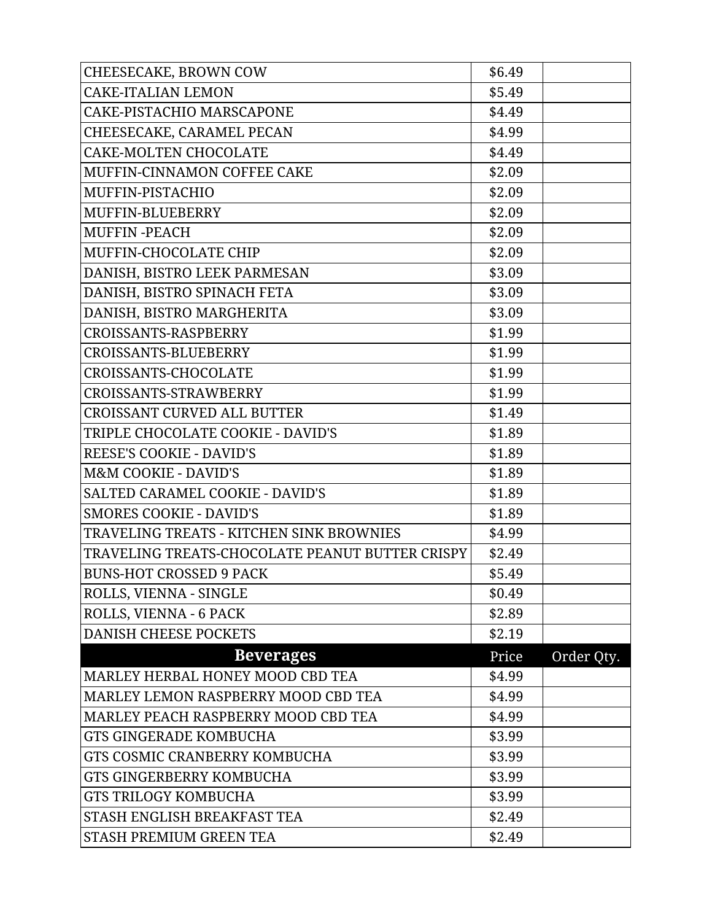| | | |
|---|---|---|
| CHEESECAKE, BROWN COW | $6.49 | |
| CAKE-ITALIAN LEMON | $5.49 | |
| CAKE-PISTACHIO MARSCAPONE | $4.49 | |
| CHEESECAKE, CARAMEL PECAN | $4.99 | |
| CAKE-MOLTEN CHOCOLATE | $4.49 | |
| MUFFIN-CINNAMON COFFEE CAKE | $2.09 | |
| MUFFIN-PISTACHIO | $2.09 | |
| MUFFIN-BLUEBERRY | $2.09 | |
| MUFFIN -PEACH | $2.09 | |
| MUFFIN-CHOCOLATE CHIP | $2.09 | |
| DANISH, BISTRO LEEK PARMESAN | $3.09 | |
| DANISH, BISTRO SPINACH FETA | $3.09 | |
| DANISH, BISTRO MARGHERITA | $3.09 | |
| CROISSANTS-RASPBERRY | $1.99 | |
| CROISSANTS-BLUEBERRY | $1.99 | |
| CROISSANTS-CHOCOLATE | $1.99 | |
| CROISSANTS-STRAWBERRY | $1.99 | |
| CROISSANT CURVED ALL BUTTER | $1.49 | |
| TRIPLE CHOCOLATE COOKIE - DAVID'S | $1.89 | |
| REESE'S COOKIE - DAVID'S | $1.89 | |
| M&M COOKIE - DAVID'S | $1.89 | |
| SALTED CARAMEL COOKIE - DAVID'S | $1.89 | |
| SMORES COOKIE - DAVID'S | $1.89 | |
| TRAVELING TREATS - KITCHEN SINK BROWNIES | $4.99 | |
| TRAVELING TREATS-CHOCOLATE PEANUT BUTTER CRISPY | $2.49 | |
| BUNS-HOT CROSSED 9 PACK | $5.49 | |
| ROLLS, VIENNA - SINGLE | $0.49 | |
| ROLLS, VIENNA - 6 PACK | $2.89 | |
| DANISH CHEESE POCKETS | $2.19 | |

| **Beverages** | Price | Order Qty. |
|---|---|---|
| MARLEY HERBAL HONEY MOOD CBD TEA | $4.99 | |
| MARLEY LEMON RASPBERRY MOOD CBD TEA | $4.99 | |
| MARLEY PEACH RASPBERRY MOOD CBD TEA | $4.99 | |
| GTS GINGERADE KOMBUCHA | $3.99 | |
| GTS COSMIC CRANBERRY KOMBUCHA | $3.99 | |
| GTS GINGERBERRY KOMBUCHA | $3.99 | |
| GTS TRILOGY KOMBUCHA | $3.99 | |
| STASH ENGLISH BREAKFAST TEA | $2.49 | |
| STASH PREMIUM GREEN TEA | $2.49 | |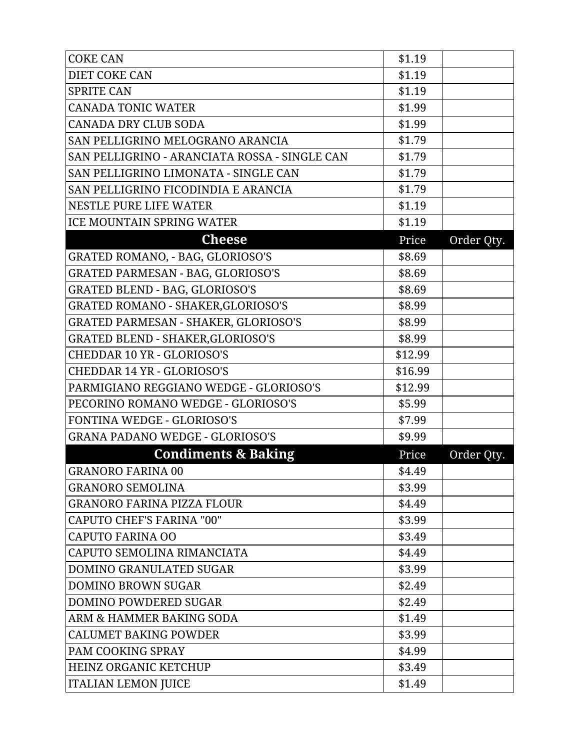| | | |
|---|---|---|
| COKE CAN | $1.19 | |
| DIET COKE CAN | $1.19 | |
| SPRITE CAN | $1.19 | |
| CANADA TONIC WATER | $1.99 | |
| CANADA DRY CLUB SODA | $1.99 | |
| SAN PELLIGRINO MELOGRANO ARANCIA | $1.79 | |
| SAN PELLIGRINO - ARANCIATA ROSSA - SINGLE CAN | $1.79 | |
| SAN PELLIGRINO LIMONATA - SINGLE CAN | $1.79 | |
| SAN PELLIGRINO FICODINDIA E ARANCIA | $1.79 | |
| NESTLE PURE LIFE WATER | $1.19 | |
| ICE MOUNTAIN SPRING WATER | $1.19 | |
| **Cheese** | Price | Order Qty. |
| GRATED ROMANO, - BAG, GLORIOSO'S | $8.69 | |
| GRATED PARMESAN - BAG, GLORIOSO'S | $8.69 | |
| GRATED BLEND - BAG, GLORIOSO'S | $8.69 | |
| GRATED ROMANO - SHAKER,GLORIOSO'S | $8.99 | |
| GRATED PARMESAN - SHAKER, GLORIOSO'S | $8.99 | |
| GRATED BLEND - SHAKER,GLORIOSO'S | $8.99 | |
| CHEDDAR 10 YR - GLORIOSO'S | $12.99 | |
| CHEDDAR 14 YR - GLORIOSO'S | $16.99 | |
| PARMIGIANO REGGIANO WEDGE - GLORIOSO'S | $12.99 | |
| PECORINO ROMANO WEDGE - GLORIOSO'S | $5.99 | |
| FONTINA WEDGE - GLORIOSO'S | $7.99 | |
| GRANA PADANO WEDGE - GLORIOSO'S | $9.99 | |
| **Condiments & Baking** | Price | Order Qty. |
| GRANORO FARINA 00 | $4.49 | |
| GRANORO SEMOLINA | $3.99 | |
| GRANORO FARINA PIZZA FLOUR | $4.49 | |
| CAPUTO CHEF'S FARINA "00" | $3.99 | |
| CAPUTO FARINA OO | $3.49 | |
| CAPUTO SEMOLINA RIMANCIATA | $4.49 | |
| DOMINO GRANULATED SUGAR | $3.99 | |
| DOMINO BROWN SUGAR | $2.49 | |
| DOMINO POWDERED SUGAR | $2.49 | |
| ARM & HAMMER BAKING SODA | $1.49 | |
| CALUMET BAKING POWDER | $3.99 | |
| PAM COOKING SPRAY | $4.99 | |
| HEINZ ORGANIC KETCHUP | $3.49 | |
| ITALIAN LEMON JUICE | $1.49 | |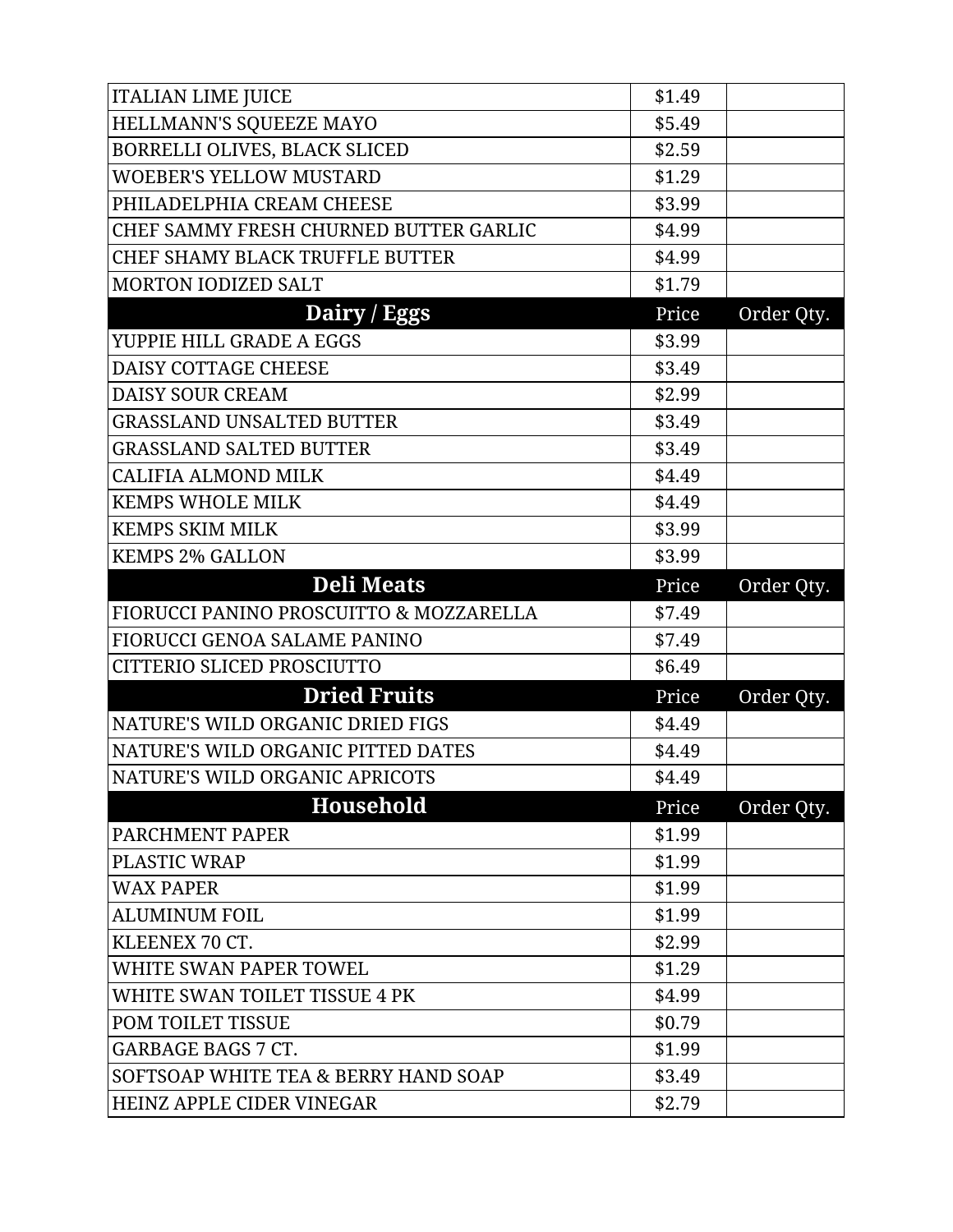| ITALIAN LIME JUICE | $1.49 | |
|---|---|---|
| HELLMANN'S SQUEEZE MAYO | $5.49 | |
| BORRELLI OLIVES, BLACK SLICED | $2.59 | |
| WOEBER'S YELLOW MUSTARD | $1.29 | |
| PHILADELPHIA CREAM CHEESE | $3.99 | |
| CHEF SAMMY FRESH CHURNED BUTTER GARLIC | $4.99 | |
| CHEF SHAMY BLACK TRUFFLE BUTTER | $4.99 | |
| MORTON IODIZED SALT | $1.79 | |
| **Dairy / Eggs** | Price | Order Qty. |
| YUPPIE HILL GRADE A EGGS | $3.99 | |
| DAISY COTTAGE CHEESE | $3.49 | |
| DAISY SOUR CREAM | $2.99 | |
| GRASSLAND UNSALTED BUTTER | $3.49 | |
| GRASSLAND SALTED BUTTER | $3.49 | |
| CALIFIA ALMOND MILK | $4.49 | |
| KEMPS WHOLE MILK | $4.49 | |
| KEMPS SKIM MILK | $3.99 | |
| KEMPS 2% GALLON | $3.99 | |
| **Deli Meats** | Price | Order Qty. |
| FIORUCCI PANINO PROSCUITTO & MOZZARELLA | $7.49 | |
| FIORUCCI GENOA SALAME PANINO | $7.49 | |
| CITTERIO SLICED PROSCIUTTO | $6.49 | |
| **Dried Fruits** | Price | Order Qty. |
| NATURE'S WILD ORGANIC DRIED FIGS | $4.49 | |
| NATURE'S WILD ORGANIC PITTED DATES | $4.49 | |
| NATURE'S WILD ORGANIC APRICOTS | $4.49 | |
| **Household** | Price | Order Qty. |
| PARCHMENT PAPER | $1.99 | |
| PLASTIC WRAP | $1.99 | |
| WAX PAPER | $1.99 | |
| ALUMINUM FOIL | $1.99 | |
| KLEENEX 70 CT. | $2.99 | |
| WHITE SWAN PAPER TOWEL | $1.29 | |
| WHITE SWAN TOILET TISSUE 4 PK | $4.99 | |
| POM TOILET TISSUE | $0.79 | |
| GARBAGE BAGS 7 CT. | $1.99 | |
| SOFTSOAP WHITE TEA & BERRY HAND SOAP | $3.49 | |
| HEINZ APPLE CIDER VINEGAR | $2.79 | |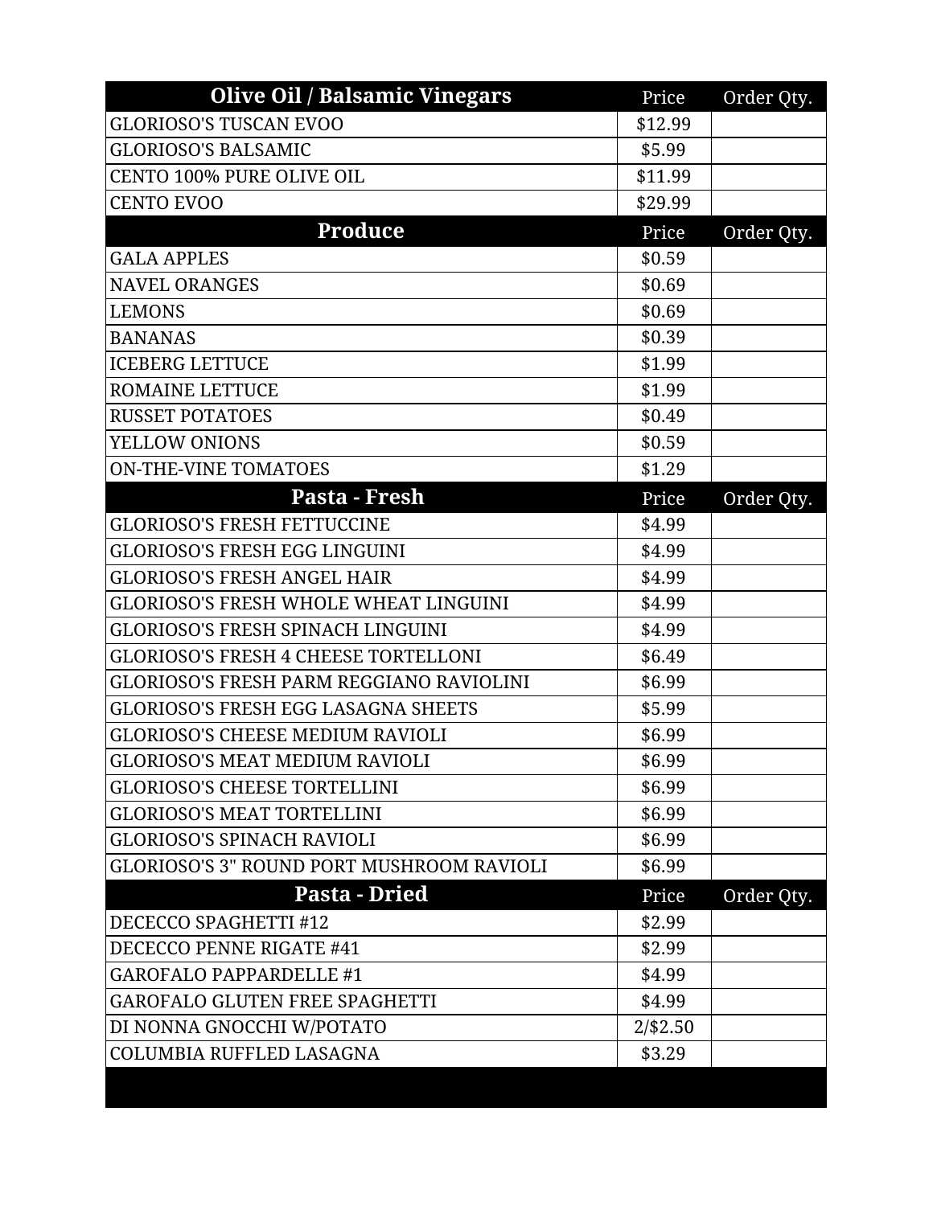| Olive Oil / Balsamic Vinegars | Price | Order Qty. |
| --- | --- | --- |
| GLORIOSO'S TUSCAN EVOO | $12.99 | |
| GLORIOSO'S BALSAMIC | $5.99 | |
| CENTO 100% PURE OLIVE OIL | $11.99 | |
| CENTO EVOO | $29.99 | |
| **Produce** | Price | Order Qty. |
| GALA APPLES | $0.59 | |
| NAVEL ORANGES | $0.69 | |
| LEMONS | $0.69 | |
| BANANAS | $0.39 | |
| ICEBERG LETTUCE | $1.99 | |
| ROMAINE LETTUCE | $1.99 | |
| RUSSET POTATOES | $0.49 | |
| YELLOW ONIONS | $0.59 | |
| ON-THE-VINE TOMATOES | $1.29 | |
| **Pasta - Fresh** | Price | Order Qty. |
| GLORIOSO'S FRESH FETTUCCINE | $4.99 | |
| GLORIOSO'S FRESH EGG LINGUINI | $4.99 | |
| GLORIOSO'S FRESH ANGEL HAIR | $4.99 | |
| GLORIOSO'S FRESH WHOLE WHEAT LINGUINI | $4.99 | |
| GLORIOSO'S FRESH SPINACH LINGUINI | $4.99 | |
| GLORIOSO'S FRESH 4 CHEESE TORTELLONI | $6.49 | |
| GLORIOSO'S FRESH PARM REGGIANO RAVIOLINI | $6.99 | |
| GLORIOSO'S FRESH EGG LASAGNA SHEETS | $5.99 | |
| GLORIOSO'S CHEESE MEDIUM RAVIOLI | $6.99 | |
| GLORIOSO'S MEAT MEDIUM RAVIOLI | $6.99 | |
| GLORIOSO'S CHEESE TORTELLINI | $6.99 | |
| GLORIOSO'S MEAT TORTELLINI | $6.99 | |
| GLORIOSO'S SPINACH RAVIOLI | $6.99 | |
| GLORIOSO'S 3" ROUND PORT MUSHROOM RAVIOLI | $6.99 | |
| **Pasta - Dried** | Price | Order Qty. |
| DECECCO SPAGHETTI #12 | $2.99 | |
| DECECCO PENNE RIGATE #41 | $2.99 | |
| GAROFALO PAPPARDELLE #1 | $4.99 | |
| GAROFALO GLUTEN FREE SPAGHETTI | $4.99 | |
| DI NONNA GNOCCHI W/POTATO | 2/$2.50 | |
| COLUMBIA RUFFLED LASAGNA | $3.29 | |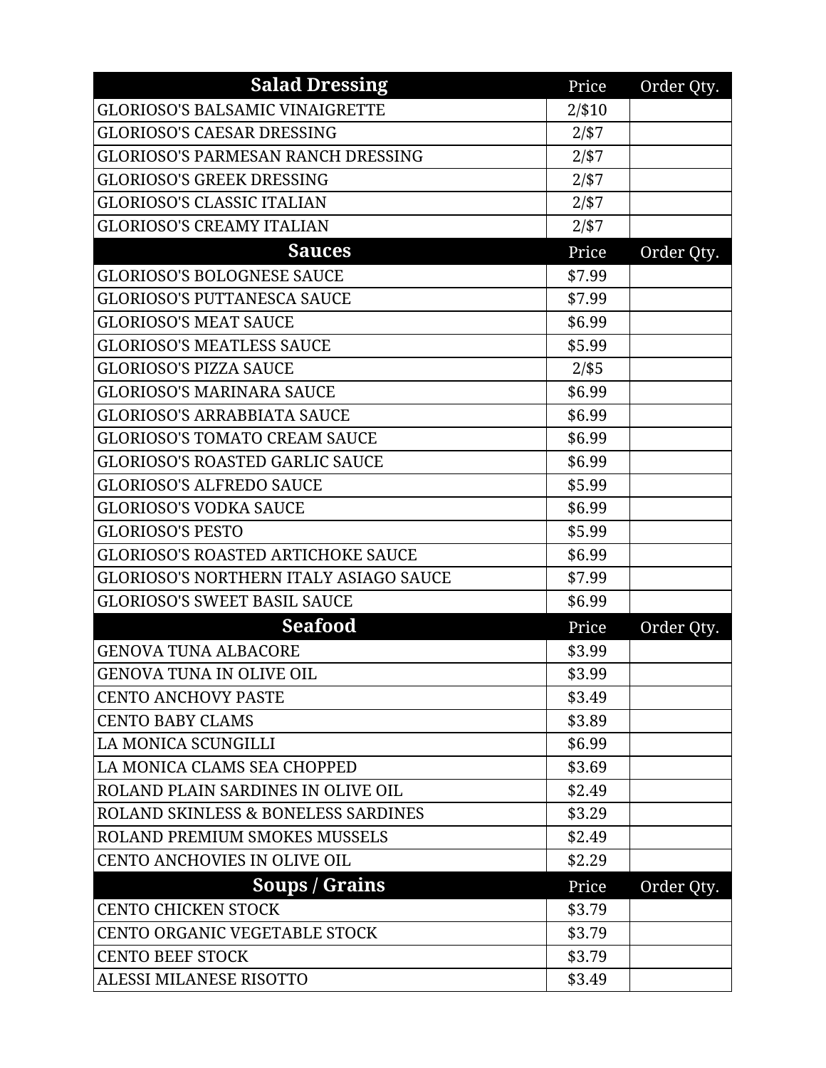| Salad Dressing | Price | Order Qty. |
|---|---|---|
| GLORIOSO'S BALSAMIC VINAIGRETTE | 2/$10 | |
| GLORIOSO'S CAESAR DRESSING | 2/$7 | |
| GLORIOSO'S PARMESAN RANCH DRESSING | 2/$7 | |
| GLORIOSO'S GREEK DRESSING | 2/$7 | |
| GLORIOSO'S CLASSIC ITALIAN | 2/$7 | |
| GLORIOSO'S CREAMY ITALIAN | 2/$7 | |
| **Sauces** | Price | Order Qty. |
| GLORIOSO'S BOLOGNESE SAUCE | $7.99 | |
| GLORIOSO'S PUTTANESCA SAUCE | $7.99 | |
| GLORIOSO'S MEAT SAUCE | $6.99 | |
| GLORIOSO'S MEATLESS SAUCE | $5.99 | |
| GLORIOSO'S PIZZA SAUCE | 2/$5 | |
| GLORIOSO'S MARINARA SAUCE | $6.99 | |
| GLORIOSO'S ARRABBIATA SAUCE | $6.99 | |
| GLORIOSO'S TOMATO CREAM SAUCE | $6.99 | |
| GLORIOSO'S ROASTED GARLIC SAUCE | $6.99 | |
| GLORIOSO'S ALFREDO SAUCE | $5.99 | |
| GLORIOSO'S VODKA SAUCE | $6.99 | |
| GLORIOSO'S PESTO | $5.99 | |
| GLORIOSO'S ROASTED ARTICHOKE SAUCE | $6.99 | |
| GLORIOSO'S NORTHERN ITALY ASIAGO SAUCE | $7.99 | |
| GLORIOSO'S SWEET BASIL SAUCE | $6.99 | |
| **Seafood** | Price | Order Qty. |
| GENOVA TUNA ALBACORE | $3.99 | |
| GENOVA TUNA IN OLIVE OIL | $3.99 | |
| CENTO ANCHOVY PASTE | $3.49 | |
| CENTO BABY CLAMS | $3.89 | |
| LA MONICA SCUNGILLI | $6.99 | |
| LA MONICA CLAMS SEA CHOPPED | $3.69 | |
| ROLAND PLAIN SARDINES IN OLIVE OIL | $2.49 | |
| ROLAND SKINLESS & BONELESS SARDINES | $3.29 | |
| ROLAND PREMIUM SMOKES MUSSELS | $2.49 | |
| CENTO ANCHOVIES IN OLIVE OIL | $2.29 | |
| **Soups / Grains** | Price | Order Qty. |
| CENTO CHICKEN STOCK | $3.79 | |
| CENTO ORGANIC VEGETABLE STOCK | $3.79 | |
| CENTO BEEF STOCK | $3.79 | |
| ALESSI MILANESE RISOTTO | $3.49 | |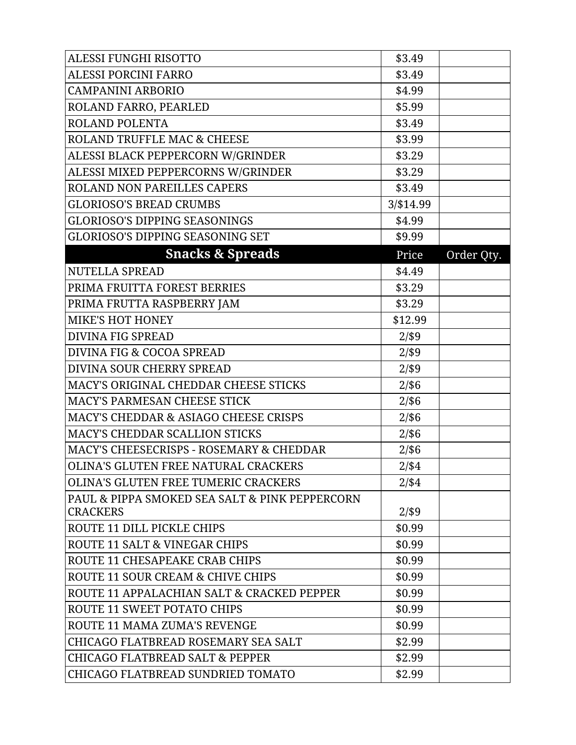| | | |
|---|---|---|
| ALESSI FUNGHI RISOTTO | $3.49 | |
| ALESSI PORCINI FARRO | $3.49 | |
| CAMPANINI ARBORIO | $4.99 | |
| ROLAND FARRO, PEARLED | $5.99 | |
| ROLAND POLENTA | $3.49 | |
| ROLAND TRUFFLE MAC & CHEESE | $3.99 | |
| ALESSI BLACK PEPPERCORN W/GRINDER | $3.29 | |
| ALESSI MIXED PEPPERCORNS W/GRINDER | $3.29 | |
| ROLAND NON PAREILLES CAPERS | $3.49 | |
| GLORIOSO'S BREAD CRUMBS | 3/$14.99 | |
| GLORIOSO'S DIPPING SEASONINGS | $4.99 | |
| GLORIOSO'S DIPPING SEASONING SET | $9.99 | |
| **Snacks & Spreads** | Price | Order Qty. |
| NUTELLA SPREAD | $4.49 | |
| PRIMA FRUITTA FOREST BERRIES | $3.29 | |
| PRIMA FRUTTA RASPBERRY JAM | $3.29 | |
| MIKE'S HOT HONEY | $12.99 | |
| DIVINA FIG SPREAD | 2/$9 | |
| DIVINA FIG & COCOA SPREAD | 2/$9 | |
| DIVINA SOUR CHERRY SPREAD | 2/$9 | |
| MACY'S ORIGINAL CHEDDAR CHEESE STICKS | 2/$6 | |
| MACY'S PARMESAN CHEESE STICK | 2/$6 | |
| MACY'S CHEDDAR & ASIAGO CHEESE CRISPS | 2/$6 | |
| MACY'S CHEDDAR SCALLION STICKS | 2/$6 | |
| MACY'S CHEESECRISPS - ROSEMARY & CHEDDAR | 2/$6 | |
| OLINA'S GLUTEN FREE NATURAL CRACKERS | 2/$4 | |
| OLINA'S GLUTEN FREE TUMERIC CRACKERS | 2/$4 | |
| PAUL & PIPPA SMOKED SEA SALT & PINK PEPPERCORN CRACKERS | 2/$9 | |
| ROUTE 11 DILL PICKLE CHIPS | $0.99 | |
| ROUTE 11 SALT & VINEGAR CHIPS | $0.99 | |
| ROUTE 11 CHESAPEAKE CRAB CHIPS | $0.99 | |
| ROUTE 11 SOUR CREAM & CHIVE CHIPS | $0.99 | |
| ROUTE 11 APPALACHIAN SALT & CRACKED PEPPER | $0.99 | |
| ROUTE 11 SWEET POTATO CHIPS | $0.99 | |
| ROUTE 11 MAMA ZUMA'S REVENGE | $0.99 | |
| CHICAGO FLATBREAD ROSEMARY SEA SALT | $2.99 | |
| CHICAGO FLATBREAD SALT & PEPPER | $2.99 | |
| CHICAGO FLATBREAD SUNDRIED TOMATO | $2.99 | |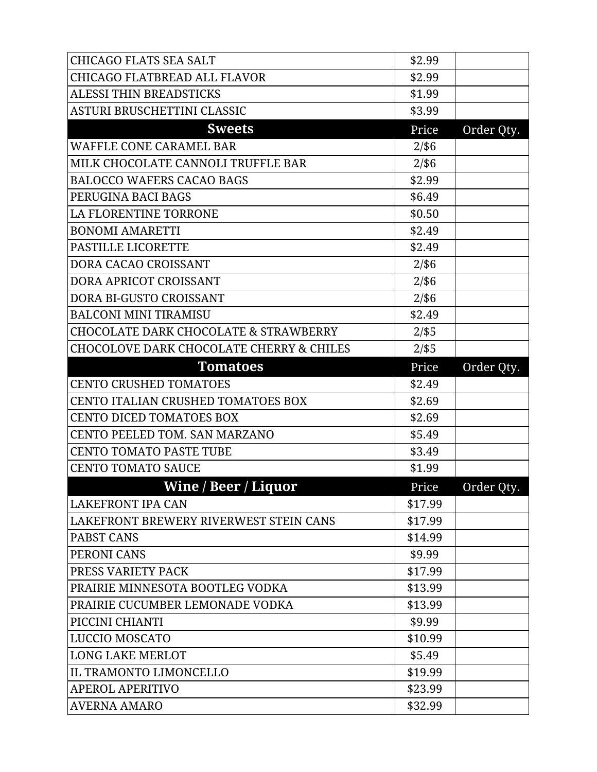| | | |
|---|---|---|
| CHICAGO FLATS SEA SALT | $2.99 | |
| CHICAGO FLATBREAD ALL FLAVOR | $2.99 | |
| ALESSI THIN BREADSTICKS | $1.99 | |
| ASTURI BRUSCHETTINI CLASSIC | $3.99 | |
| **Sweets** | Price | Order Qty. |
| WAFFLE CONE CARAMEL BAR | 2/$6 | |
| MILK CHOCOLATE CANNOLI TRUFFLE BAR | 2/$6 | |
| BALOCCO WAFERS CACAO BAGS | $2.99 | |
| PERUGINA BACI BAGS | $6.49 | |
| LA FLORENTINE TORRONE | $0.50 | |
| BONOMI AMARETTI | $2.49 | |
| PASTILLE LICORETTE | $2.49 | |
| DORA CACAO CROISSANT | 2/$6 | |
| DORA APRICOT CROISSANT | 2/$6 | |
| DORA BI-GUSTO CROISSANT | 2/$6 | |
| BALCONI MINI TIRAMISU | $2.49 | |
| CHOCOLATE DARK CHOCOLATE & STRAWBERRY | 2/$5 | |
| CHOCOLOVE DARK CHOCOLATE CHERRY & CHILES | 2/$5 | |
| **Tomatoes** | Price | Order Qty. |
| CENTO CRUSHED TOMATOES | $2.49 | |
| CENTO ITALIAN CRUSHED TOMATOES BOX | $2.69 | |
| CENTO DICED TOMATOES BOX | $2.69 | |
| CENTO PEELED TOM. SAN MARZANO | $5.49 | |
| CENTO TOMATO PASTE TUBE | $3.49 | |
| CENTO TOMATO SAUCE | $1.99 | |
| **Wine / Beer / Liquor** | Price | Order Qty. |
| LAKEFRONT IPA CAN | $17.99 | |
| LAKEFRONT BREWERY RIVERWEST STEIN CANS | $17.99 | |
| PABST CANS | $14.99 | |
| PERONI CANS | $9.99 | |
| PRESS VARIETY PACK | $17.99 | |
| PRAIRIE MINNESOTA BOOTLEG VODKA | $13.99 | |
| PRAIRIE CUCUMBER LEMONADE VODKA | $13.99 | |
| PICCINI CHIANTI | $9.99 | |
| LUCCIO MOSCATO | $10.99 | |
| LONG LAKE MERLOT | $5.49 | |
| IL TRAMONTO LIMONCELLO | $19.99 | |
| APEROL APERITIVO | $23.99 | |
| AVERNA AMARO | $32.99 | |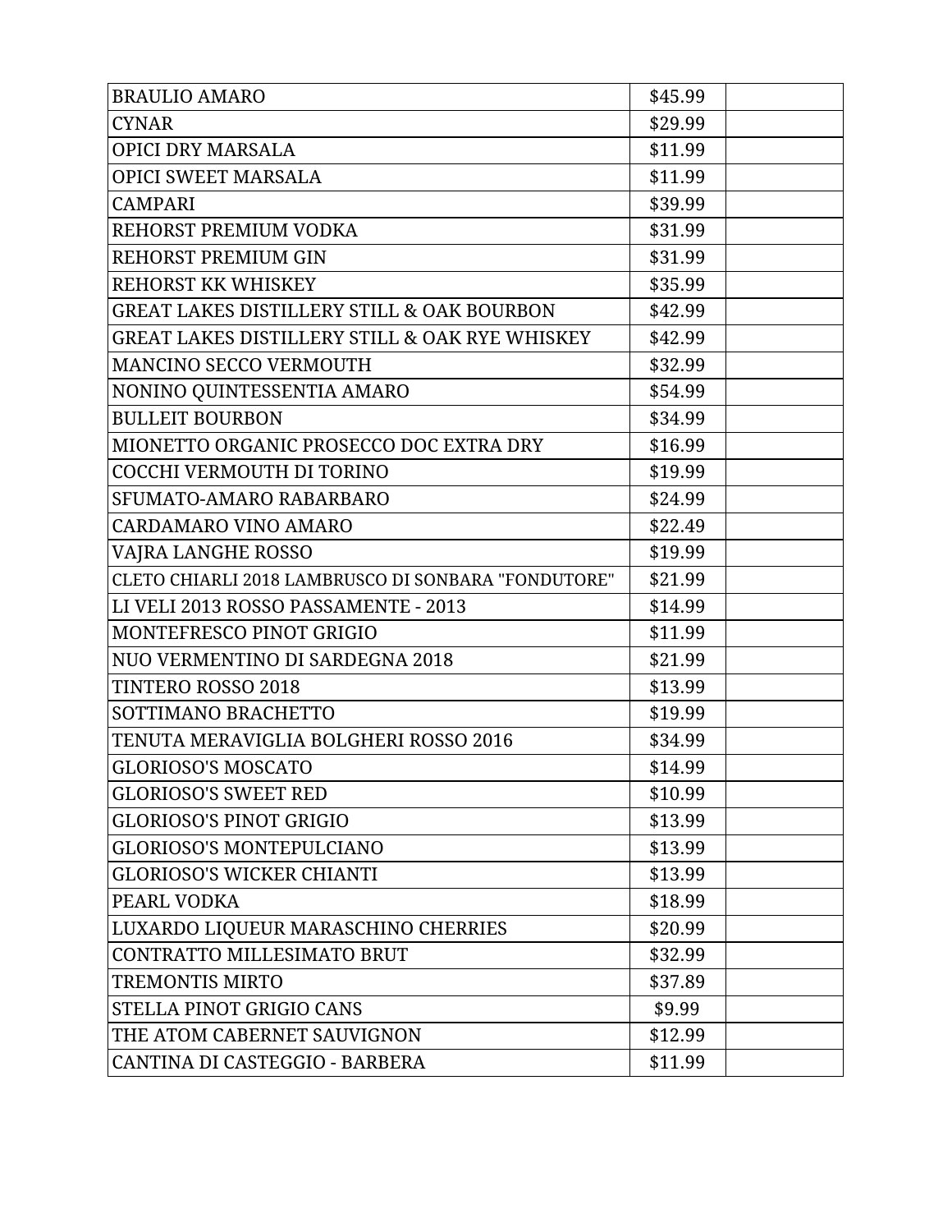| | | |
|---|---|---|
| BRAULIO AMARO | $45.99 | |
| CYNAR | $29.99 | |
| OPICI DRY MARSALA | $11.99 | |
| OPICI SWEET MARSALA | $11.99 | |
| CAMPARI | $39.99 | |
| REHORST PREMIUM VODKA | $31.99 | |
| REHORST PREMIUM GIN | $31.99 | |
| REHORST KK WHISKEY | $35.99 | |
| GREAT LAKES DISTILLERY STILL & OAK BOURBON | $42.99 | |
| GREAT LAKES DISTILLERY STILL & OAK RYE WHISKEY | $42.99 | |
| MANCINO SECCO VERMOUTH | $32.99 | |
| NONINO QUINTESSENTIA AMARO | $54.99 | |
| BULLEIT BOURBON | $34.99 | |
| MIONETTO ORGANIC PROSECCO DOC EXTRA DRY | $16.99 | |
| COCCHI VERMOUTH DI TORINO | $19.99 | |
| SFUMATO-AMARO RABARBARO | $24.99 | |
| CARDAMARO VINO AMARO | $22.49 | |
| VAJRA LANGHE ROSSO | $19.99 | |
| CLETO CHIARLI 2018 LAMBRUSCO DI SONBARA "FONDUTORE" | $21.99 | |
| LI VELI 2013 ROSSO PASSAMENTE - 2013 | $14.99 | |
| MONTEFRESCO PINOT GRIGIO | $11.99 | |
| NUO VERMENTINO DI SARDEGNA 2018 | $21.99 | |
| TINTERO ROSSO 2018 | $13.99 | |
| SOTTIMANO BRACHETTO | $19.99 | |
| TENUTA MERAVIGLIA BOLGHERI ROSSO 2016 | $34.99 | |
| GLORIOSO'S MOSCATO | $14.99 | |
| GLORIOSO'S SWEET RED | $10.99 | |
| GLORIOSO'S PINOT GRIGIO | $13.99 | |
| GLORIOSO'S MONTEPULCIANO | $13.99 | |
| GLORIOSO'S WICKER CHIANTI | $13.99 | |
| PEARL VODKA | $18.99 | |
| LUXARDO LIQUEUR MARASCHINO CHERRIES | $20.99 | |
| CONTRATTO MILLESIMATO BRUT | $32.99 | |
| TREMONTIS MIRTO | $37.89 | |
| STELLA PINOT GRIGIO CANS | $9.99 | |
| THE ATOM CABERNET SAUVIGNON | $12.99 | |
| CANTINA DI CASTEGGIO - BARBERA | $11.99 | |